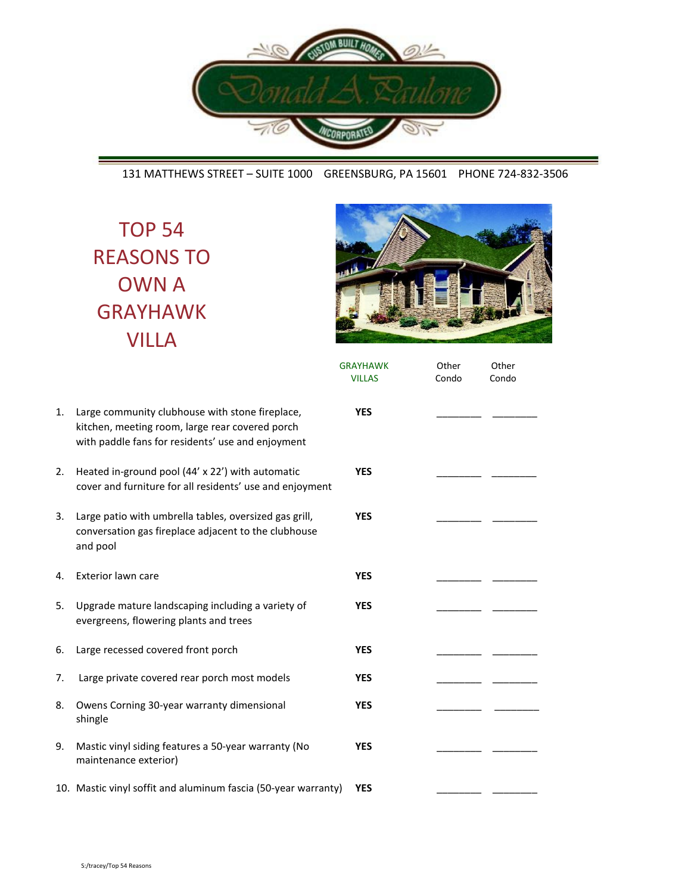131 MATTHEWS STREET – SUITE 1000 GREENSBURG, PA 15601 PHONE 724-832-3506

# TOP 54 REASONS TO OWN A GRAYHAWK VILLA

| | | GRAYHAWK VILLAS | Other Condo | Other Condo |
|---|---|---|---|---|
| 1. | Large community clubhouse with stone fireplace, kitchen, meeting room, large rear covered porch with paddle fans for residents' use and enjoyment | **YES** | ________ | ________ |
| 2. | Heated in-ground pool (44' x 22') with automatic cover and furniture for all residents' use and enjoyment | **YES** | ________ | ________ |
| 3. | Large patio with umbrella tables, oversized gas grill, conversation gas fireplace adjacent to the clubhouse and pool | **YES** | ________ | ________ |
| 4. | Exterior lawn care | **YES** | ________ | ________ |
| 5. | Upgrade mature landscaping including a variety of evergreens, flowering plants and trees | **YES** | ________ | ________ |
| 6. | Large recessed covered front porch | **YES** | ________ | ________ |
| 7. | Large private covered rear porch most models | **YES** | ________ | ________ |
| 8. | Owens Corning 30-year warranty dimensional shingle | **YES** | ________ | ________ |
| 9. | Mastic vinyl siding features a 50-year warranty (No maintenance exterior) | **YES** | ________ | ________ |
| 10. | Mastic vinyl soffit and aluminum fascia (50-year warranty) | **YES** | ________ | ________ |

S:/tracey/Top 54 Reasons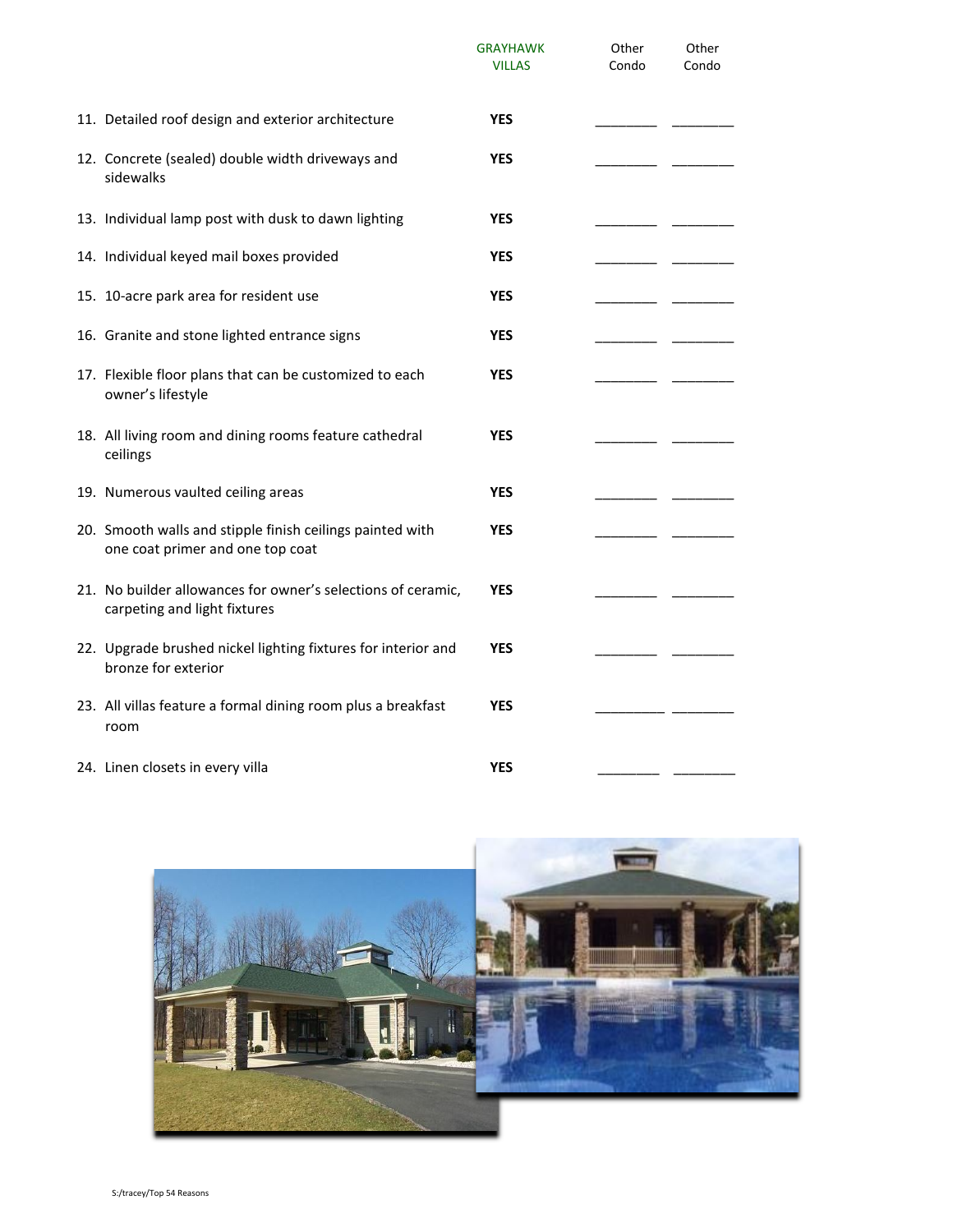| | GRAYHAWK VILLAS | Other Condo | Other Condo |
|---|---|---|---|
| 11. Detailed roof design and exterior architecture | **YES** | ________ | ________ |
| 12. Concrete (sealed) double width driveways and sidewalks | **YES** | ________ | ________ |
| 13. Individual lamp post with dusk to dawn lighting | **YES** | ________ | ________ |
| 14. Individual keyed mail boxes provided | **YES** | ________ | ________ |
| 15. 10-acre park area for resident use | **YES** | ________ | ________ |
| 16. Granite and stone lighted entrance signs | **YES** | ________ | ________ |
| 17. Flexible floor plans that can be customized to each owner's lifestyle | **YES** | ________ | ________ |
| 18. All living room and dining rooms feature cathedral ceilings | **YES** | ________ | ________ |
| 19. Numerous vaulted ceiling areas | **YES** | ________ | ________ |
| 20. Smooth walls and stipple finish ceilings painted with one coat primer and one top coat | **YES** | ________ | ________ |
| 21. No builder allowances for owner's selections of ceramic, carpeting and light fixtures | **YES** | ________ | ________ |
| 22. Upgrade brushed nickel lighting fixtures for interior and bronze for exterior | **YES** | ________ | ________ |
| 23. All villas feature a formal dining room plus a breakfast room | **YES** | ________ | ________ |
| 24. Linen closets in every villa | **YES** | ________ | ________ |

S:/tracey/Top 54 Reasons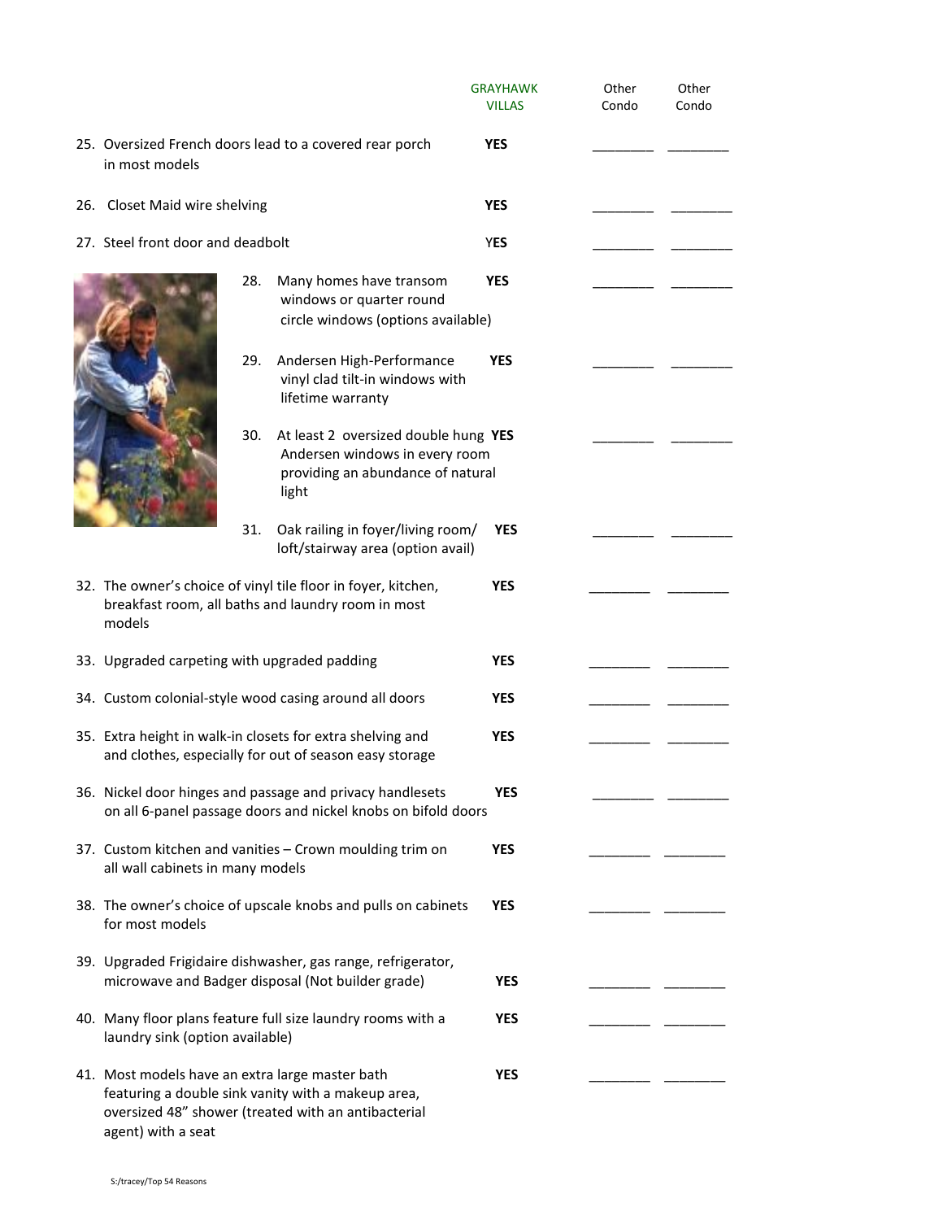| | GRAYHAWK VILLAS | Other Condo | Other Condo |
|---|---|---|---|
| 25. Oversized French doors lead to a covered rear porch in most models | **YES** | ________ | ________ |
| 26. Closet Maid wire shelving | **YES** | ________ | ________ |
| 27. Steel front door and deadbolt | **YES** | ________ | ________ |
| 28. Many homes have transom windows or quarter round circle windows (options available) | **YES** | ________ | ________ |
| 29. Andersen High-Performance vinyl clad tilt-in windows with lifetime warranty | **YES** | ________ | ________ |
| 30. At least 2 oversized double hung Andersen windows in every room providing an abundance of natural light | **YES** | ________ | ________ |
| 31. Oak railing in foyer/living room/ loft/stairway area (option avail) | **YES** | ________ | ________ |
| 32. The owner's choice of vinyl tile floor in foyer, kitchen, breakfast room, all baths and laundry room in most models | **YES** | ________ | ________ |
| 33. Upgraded carpeting with upgraded padding | **YES** | ________ | ________ |
| 34. Custom colonial-style wood casing around all doors | **YES** | ________ | ________ |
| 35. Extra height in walk-in closets for extra shelving and and clothes, especially for out of season easy storage | **YES** | ________ | ________ |
| 36. Nickel door hinges and passage and privacy handlesets on all 6-panel passage doors and nickel knobs on bifold doors | **YES** | ________ | ________ |
| 37. Custom kitchen and vanities – Crown moulding trim on all wall cabinets in many models | **YES** | ________ | ________ |
| 38. The owner's choice of upscale knobs and pulls on cabinets for most models | **YES** | ________ | ________ |
| 39. Upgraded Frigidaire dishwasher, gas range, refrigerator, microwave and Badger disposal (Not builder grade) | **YES** | ________ | ________ |
| 40. Many floor plans feature full size laundry rooms with a laundry sink (option available) | **YES** | ________ | ________ |
| 41. Most models have an extra large master bath featuring a double sink vanity with a makeup area, oversized 48" shower (treated with an antibacterial agent) with a seat | **YES** | ________ | ________ |

S:/tracey/Top 54 Reasons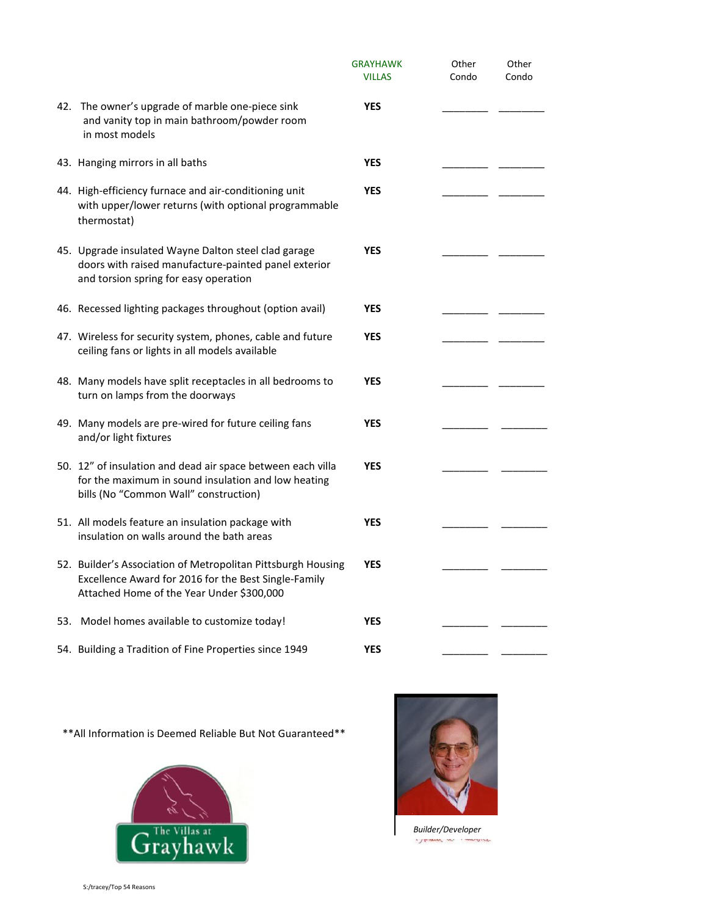| | GRAYHAWK VILLAS | Other Condo | Other Condo |
|---|---|---|---|
| 42. The owner's upgrade of marble one-piece sink and vanity top in main bathroom/powder room in most models | **YES** | ________ | ________ |
| 43. Hanging mirrors in all baths | **YES** | ________ | ________ |
| 44. High-efficiency furnace and air-conditioning unit with upper/lower returns (with optional programmable thermostat) | **YES** | ________ | ________ |
| 45. Upgrade insulated Wayne Dalton steel clad garage doors with raised manufacture-painted panel exterior and torsion spring for easy operation | **YES** | ________ | ________ |
| 46. Recessed lighting packages throughout (option avail) | **YES** | ________ | ________ |
| 47. Wireless for security system, phones, cable and future ceiling fans or lights in all models available | **YES** | ________ | ________ |
| 48. Many models have split receptacles in all bedrooms to turn on lamps from the doorways | **YES** | ________ | ________ |
| 49. Many models are pre-wired for future ceiling fans and/or light fixtures | **YES** | ________ | ________ |
| 50. 12" of insulation and dead air space between each villa for the maximum in sound insulation and low heating bills (No "Common Wall" construction) | **YES** | ________ | ________ |
| 51. All models feature an insulation package with insulation on walls around the bath areas | **YES** | ________ | ________ |
| 52. Builder's Association of Metropolitan Pittsburgh Housing Excellence Award for 2016 for the Best Single-Family Attached Home of the Year Under $300,000 | **YES** | ________ | ________ |
| 53. Model homes available to customize today! | **YES** | ________ | ________ |
| 54. Building a Tradition of Fine Properties since 1949 | **YES** | ________ | ________ |

\*\*All Information is Deemed Reliable But Not Guaranteed\*\*

The Villas at Grayhawk

*Builder/Developer*

S:/tracey/Top 54 Reasons